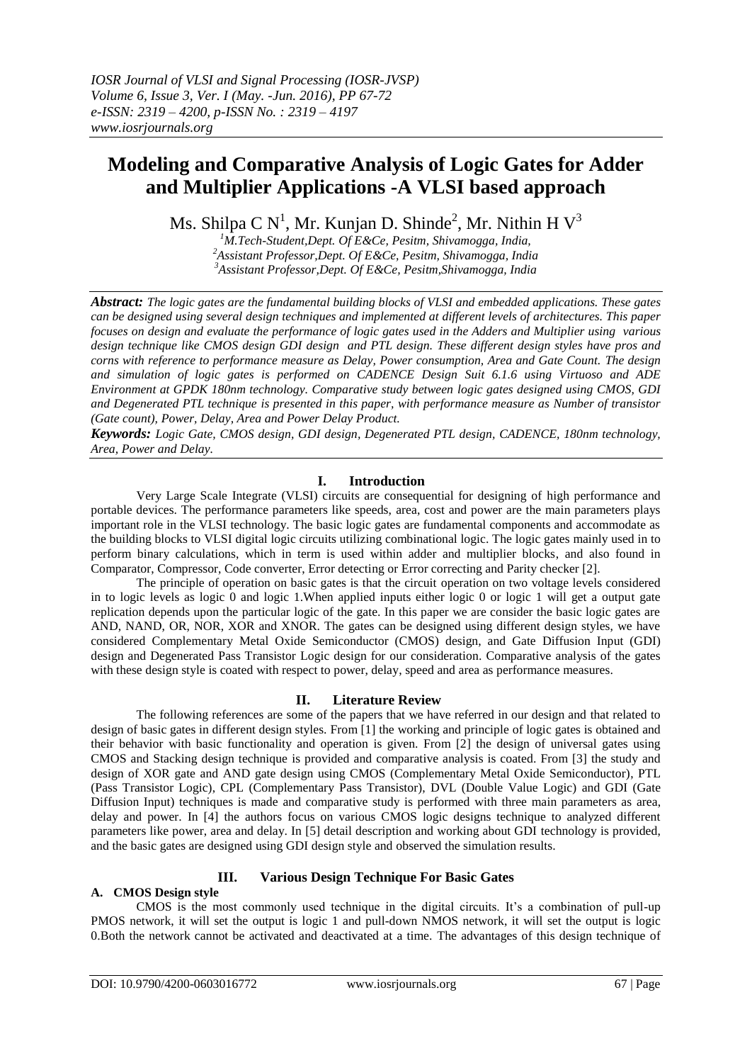# Modeling and Comparative Analysis of Logic Gates for Adder and Multiplier Applications -A VLSI based approach

Ms. Shilpa C N[1], Mr. Kunjan D. Shinde[2], Mr. Nithin H V[3]

[1]M.Tech-Student,Dept. Of E&Ce, Pesitm, Shivamogga, India,
[2]Assistant Professor,Dept. Of E&Ce, Pesitm, Shivamogga, India
[3]Assistant Professor,Dept. Of E&Ce, Pesitm,Shivamogga, India

***Abstract:*** *The logic gates are the fundamental building blocks of VLSI and embedded applications. These gates can be designed using several design techniques and implemented at different levels of architectures. This paper focuses on design and evaluate the performance of logic gates used in the Adders and Multiplier using various design technique like CMOS design GDI design and PTL design. These different design styles have pros and corns with reference to performance measure as Delay, Power consumption, Area and Gate Count. The design and simulation of logic gates is performed on CADENCE Design Suit 6.1.6 using Virtuoso and ADE Environment at GPDK 180nm technology. Comparative study between logic gates designed using CMOS, GDI and Degenerated PTL technique is presented in this paper, with performance measure as Number of transistor (Gate count), Power, Delay, Area and Power Delay Product.*

***Keywords:*** *Logic Gate, CMOS design, GDI design, Degenerated PTL design, CADENCE, 180nm technology, Area, Power and Delay.*

## I. Introduction

Very Large Scale Integrate (VLSI) circuits are consequential for designing of high performance and portable devices. The performance parameters like speeds, area, cost and power are the main parameters plays important role in the VLSI technology. The basic logic gates are fundamental components and accommodate as the building blocks to VLSI digital logic circuits utilizing combinational logic. The logic gates mainly used in to perform binary calculations, which in term is used within adder and multiplier blocks, and also found in Comparator, Compressor, Code converter, Error detecting or Error correcting and Parity checker [2].

The principle of operation on basic gates is that the circuit operation on two voltage levels considered in to logic levels as logic 0 and logic 1.When applied inputs either logic 0 or logic 1 will get a output gate replication depends upon the particular logic of the gate. In this paper we are consider the basic logic gates are AND, NAND, OR, NOR, XOR and XNOR. The gates can be designed using different design styles, we have considered Complementary Metal Oxide Semiconductor (CMOS) design, and Gate Diffusion Input (GDI) design and Degenerated Pass Transistor Logic design for our consideration. Comparative analysis of the gates with these design style is coated with respect to power, delay, speed and area as performance measures.

## II. Literature Review

The following references are some of the papers that we have referred in our design and that related to design of basic gates in different design styles. From [1] the working and principle of logic gates is obtained and their behavior with basic functionality and operation is given. From [2] the design of universal gates using CMOS and Stacking design technique is provided and comparative analysis is coated. From [3] the study and design of XOR gate and AND gate design using CMOS (Complementary Metal Oxide Semiconductor), PTL (Pass Transistor Logic), CPL (Complementary Pass Transistor), DVL (Double Value Logic) and GDI (Gate Diffusion Input) techniques is made and comparative study is performed with three main parameters as area, delay and power. In [4] the authors focus on various CMOS logic designs technique to analyzed different parameters like power, area and delay. In [5] detail description and working about GDI technology is provided, and the basic gates are designed using GDI design style and observed the simulation results.

## III. Various Design Technique For Basic Gates

### A. CMOS Design style

CMOS is the most commonly used technique in the digital circuits. It's a combination of pull-up PMOS network, it will set the output is logic 1 and pull-down NMOS network, it will set the output is logic 0.Both the network cannot be activated and deactivated at a time. The advantages of this design technique of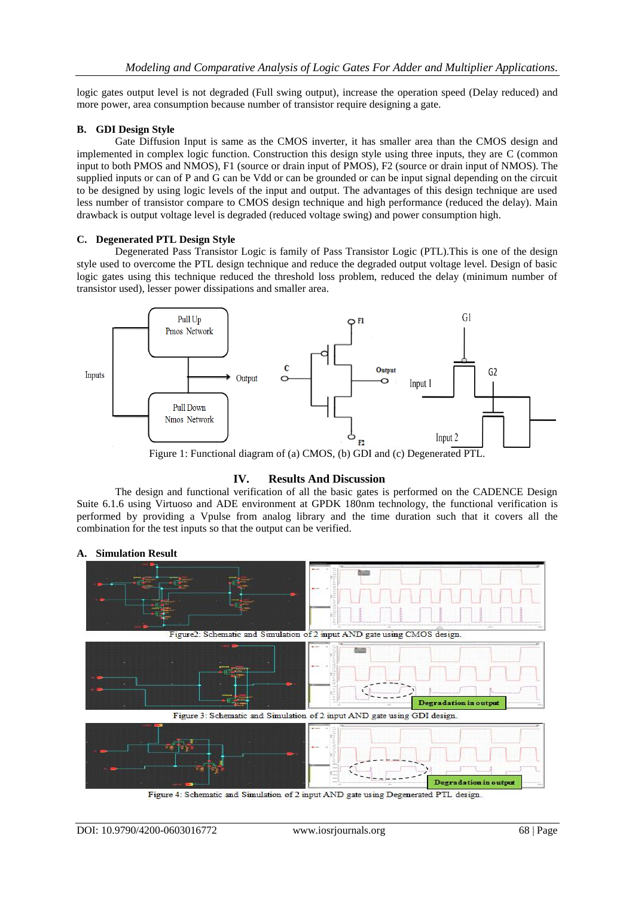logic gates output level is not degraded (Full swing output), increase the operation speed (Delay reduced) and more power, area consumption because number of transistor require designing a gate.

### B. GDI Design Style

Gate Diffusion Input is same as the CMOS inverter, it has smaller area than the CMOS design and implemented in complex logic function. Construction this design style using three inputs, they are C (common input to both PMOS and NMOS), F1 (source or drain input of PMOS), F2 (source or drain input of NMOS). The supplied inputs or can of P and G can be Vdd or can be grounded or can be input signal depending on the circuit to be designed by using logic levels of the input and output. The advantages of this design technique are used less number of transistor compare to CMOS design technique and high performance (reduced the delay). Main drawback is output voltage level is degraded (reduced voltage swing) and power consumption high.

### C. Degenerated PTL Design Style

Degenerated Pass Transistor Logic is family of Pass Transistor Logic (PTL).This is one of the design style used to overcome the PTL design technique and reduce the degraded output voltage level. Design of basic logic gates using this technique reduced the threshold loss problem, reduced the delay (minimum number of transistor used), lesser power dissipations and smaller area.

Figure 1: Functional diagram of (a) CMOS, (b) GDI and (c) Degenerated PTL.

## IV. Results And Discussion

The design and functional verification of all the basic gates is performed on the CADENCE Design Suite 6.1.6 using Virtuoso and ADE environment at GPDK 180nm technology, the functional verification is performed by providing a Vpulse from analog library and the time duration such that it covers all the combination for the test inputs so that the output can be verified.

### A. Simulation Result

Figure2: Schematic and Simulation of 2 input AND gate using CMOS design.

Figure 3: Schematic and Simulation of 2 input AND gate using GDI design.

Figure 4: Schematic and Simulation of 2 input AND gate using Degenerated PTL design.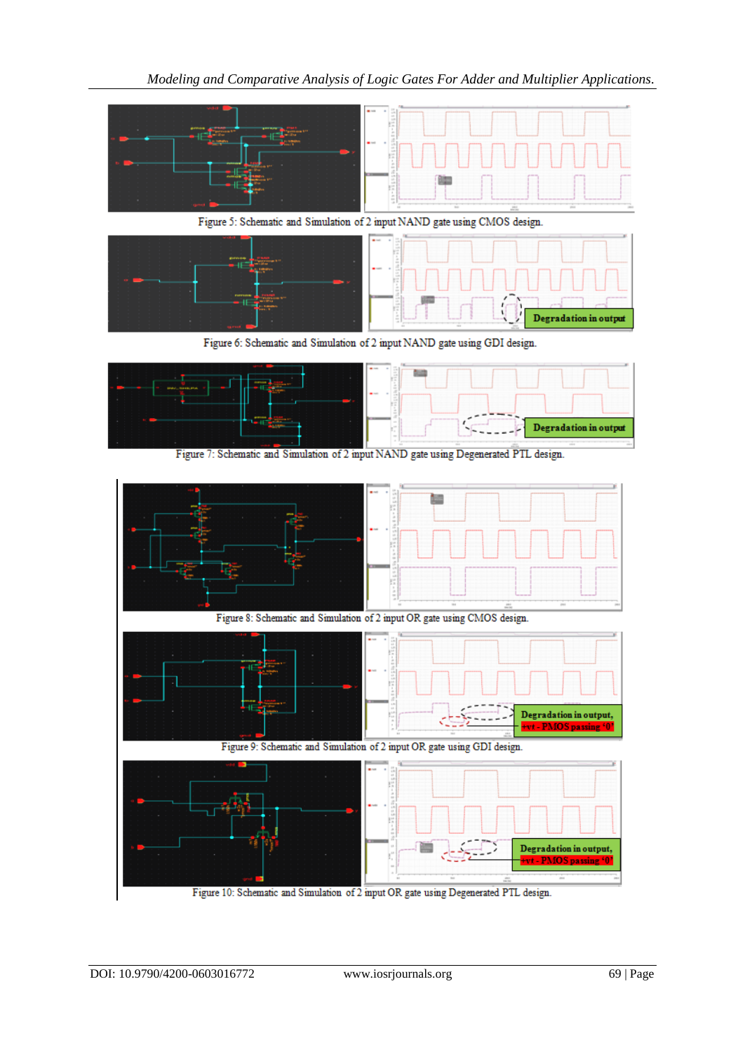Figure 5: Schematic and Simulation of 2 input NAND gate using CMOS design.

Figure 6: Schematic and Simulation of 2 input NAND gate using GDI design.

Figure 7: Schematic and Simulation of 2 input NAND gate using Degenerated PTL design.

Figure 8: Schematic and Simulation of 2 input OR gate using CMOS design.

Figure 9: Schematic and Simulation of 2 input OR gate using GDI design.

Figure 10: Schematic and Simulation of 2 input OR gate using Degenerated PTL design.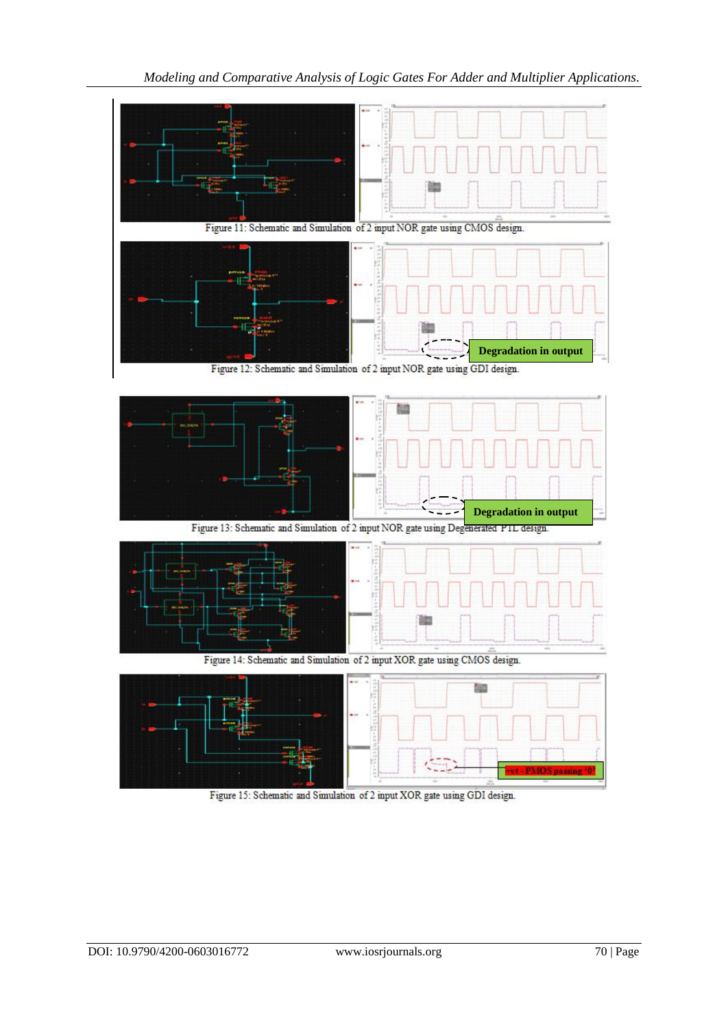Figure 11: Schematic and Simulation of 2 input NOR gate using CMOS design.

Degradation in output

Figure 12: Schematic and Simulation of 2 input NOR gate using GDI design.

Degradation in output

Figure 13: Schematic and Simulation of 2 input NOR gate using Degenerated PTL design.

Figure 14: Schematic and Simulation of 2 input XOR gate using CMOS design.

Vt - PMOS passing '0'

Figure 15: Schematic and Simulation of 2 input XOR gate using GDI design.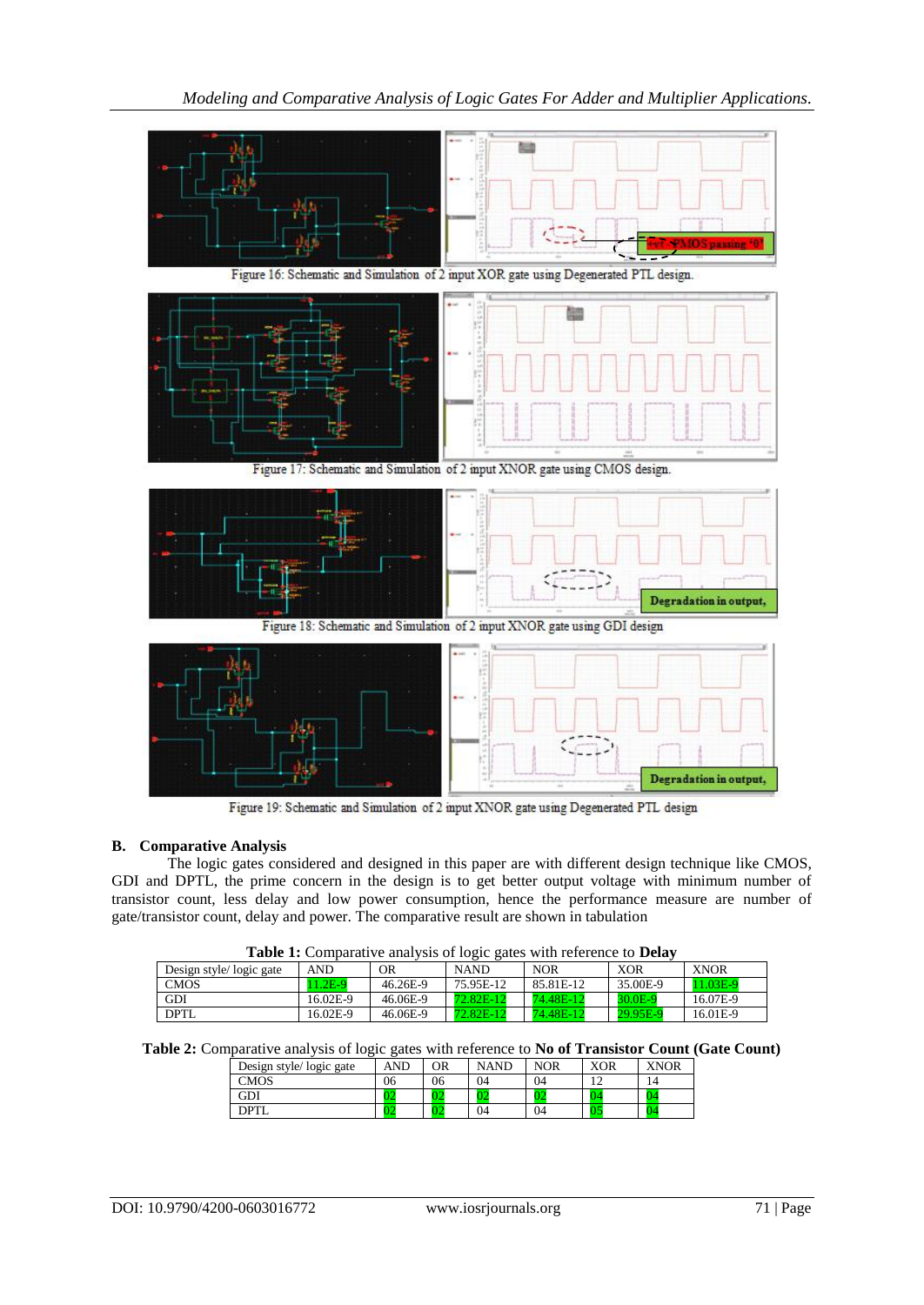Figure 16: Schematic and Simulation of 2 input XOR gate using Degenerated PTL design.

Figure 17: Schematic and Simulation of 2 input XNOR gate using CMOS design.

Figure 18: Schematic and Simulation of 2 input XNOR gate using GDI design

Figure 19: Schematic and Simulation of 2 input XNOR gate using Degenerated PTL design

### B. Comparative Analysis

The logic gates considered and designed in this paper are with different design technique like CMOS, GDI and DPTL, the prime concern in the design is to get better output voltage with minimum number of transistor count, less delay and low power consumption, hence the performance measure are number of gate/transistor count, delay and power. The comparative result are shown in tabulation

**Table 1:** Comparative analysis of logic gates with reference to **Delay**

| Design style/ logic gate | AND | OR | NAND | NOR | XOR | XNOR |
|---|---|---|---|---|---|---|
| CMOS | 11.2E-9 | 46.26E-9 | 75.95E-12 | 85.81E-12 | 35.00E-9 | 11.03E-9 |
| GDI | 16.02E-9 | 46.06E-9 | 72.82E-12 | 74.48E-12 | 30.0E-9 | 16.07E-9 |
| DPTL | 16.02E-9 | 46.06E-9 | 72.82E-12 | 74.48E-12 | 29.95E-9 | 16.01E-9 |

**Table 2:** Comparative analysis of logic gates with reference to **No of Transistor Count (Gate Count)**

| Design style/ logic gate | AND | OR | NAND | NOR | XOR | XNOR |
|---|---|---|---|---|---|---|
| CMOS | 06 | 06 | 04 | 04 | 12 | 14 |
| GDI | 02 | 02 | 02 | 02 | 04 | 04 |
| DPTL | 02 | 02 | 04 | 04 | 05 | 04 |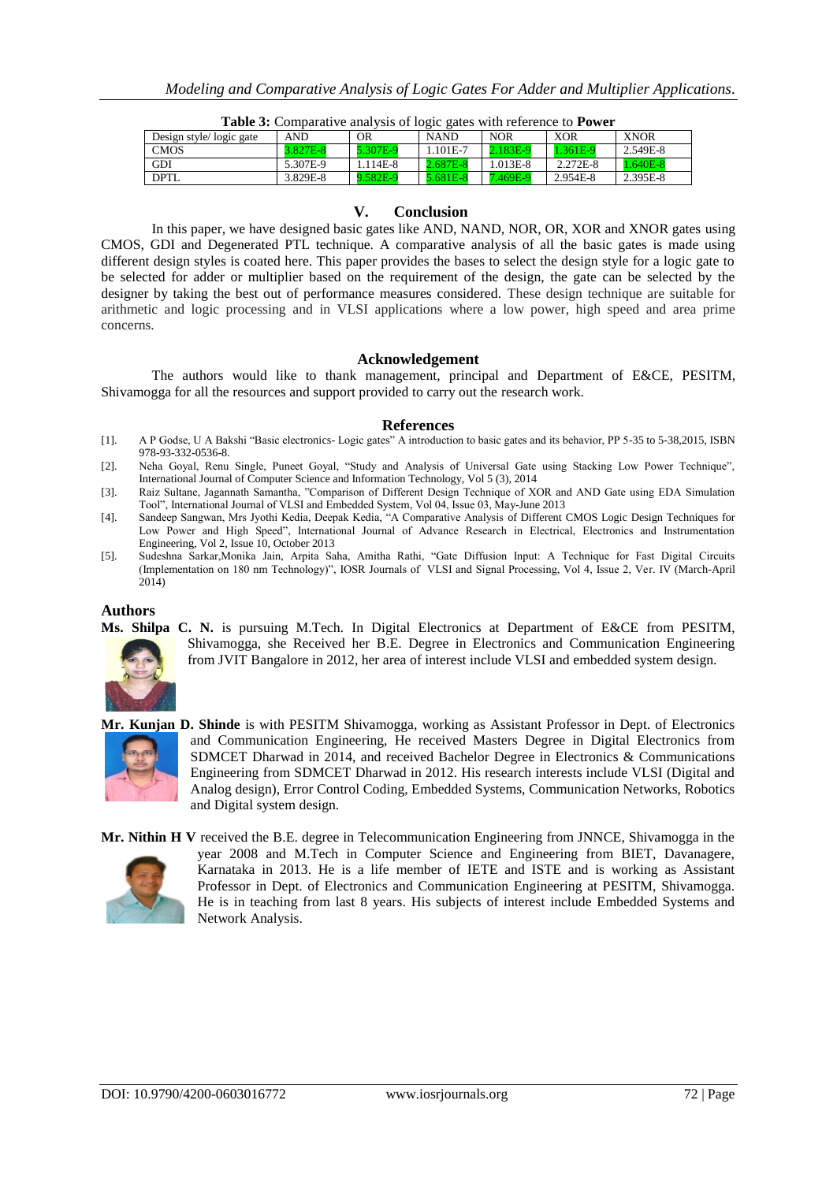**Table 3:** Comparative analysis of logic gates with reference to **Power**

| Design style/ logic gate | AND | OR | NAND | NOR | XOR | XNOR |
|---|---|---|---|---|---|---|
| CMOS | 3.827E-8 | 5.307E-9 | 1.101E-7 | 2.183E-9 | 1.361E-9 | 2.549E-8 |
| GDI | 5.307E-9 | 1.114E-8 | 2.687E-8 | 1.013E-8 | 2.272E-8 | 1.640E-8 |
| DPTL | 3.829E-8 | 9.582E-9 | 5.681E-8 | 7.469E-9 | 2.954E-8 | 2.395E-8 |

## V. Conclusion

In this paper, we have designed basic gates like AND, NAND, NOR, OR, XOR and XNOR gates using CMOS, GDI and Degenerated PTL technique. A comparative analysis of all the basic gates is made using different design styles is coated here. This paper provides the bases to select the design style for a logic gate to be selected for adder or multiplier based on the requirement of the design, the gate can be selected by the designer by taking the best out of performance measures considered. These design technique are suitable for arithmetic and logic processing and in VLSI applications where a low power, high speed and area prime concerns.

## Acknowledgement

The authors would like to thank management, principal and Department of E&CE, PESITM, Shivamogga for all the resources and support provided to carry out the research work.

## References

[1]. A P Godse, U A Bakshi "Basic electronics- Logic gates" A introduction to basic gates and its behavior, PP 5-35 to 5-38,2015, ISBN 978-93-332-0536-8.

[2]. Neha Goyal, Renu Single, Puneet Goyal, "Study and Analysis of Universal Gate using Stacking Low Power Technique", International Journal of Computer Science and Information Technology, Vol 5 (3), 2014

[3]. Raiz Sultane, Jagannath Samantha, "Comparison of Different Design Technique of XOR and AND Gate using EDA Simulation Tool", International Journal of VLSI and Embedded System, Vol 04, Issue 03, May-June 2013

[4]. Sandeep Sangwan, Mrs Jyothi Kedia, Deepak Kedia, "A Comparative Analysis of Different CMOS Logic Design Techniques for Low Power and High Speed", International Journal of Advance Research in Electrical, Electronics and Instrumentation Engineering, Vol 2, Issue 10, October 2013

[5]. Sudeshna Sarkar,Monika Jain, Arpita Saha, Amitha Rathi, "Gate Diffusion Input: A Technique for Fast Digital Circuits (Implementation on 180 nm Technology)", IOSR Journals of VLSI and Signal Processing, Vol 4, Issue 2, Ver. IV (March-April 2014)

## Authors

**Ms. Shilpa C. N.** is pursuing M.Tech. In Digital Electronics at Department of E&CE from PESITM, Shivamogga, she Received her B.E. Degree in Electronics and Communication Engineering from JVIT Bangalore in 2012, her area of interest include VLSI and embedded system design.

**Mr. Kunjan D. Shinde** is with PESITM Shivamogga, working as Assistant Professor in Dept. of Electronics and Communication Engineering, He received Masters Degree in Digital Electronics from SDMCET Dharwad in 2014, and received Bachelor Degree in Electronics & Communications Engineering from SDMCET Dharwad in 2012. His research interests include VLSI (Digital and Analog design), Error Control Coding, Embedded Systems, Communication Networks, Robotics and Digital system design.

**Mr. Nithin H V** received the B.E. degree in Telecommunication Engineering from JNNCE, Shivamogga in the year 2008 and M.Tech in Computer Science and Engineering from BIET, Davanagere, Karnataka in 2013. He is a life member of IETE and ISTE and is working as Assistant Professor in Dept. of Electronics and Communication Engineering at PESITM, Shivamogga. He is in teaching from last 8 years. His subjects of interest include Embedded Systems and Network Analysis.